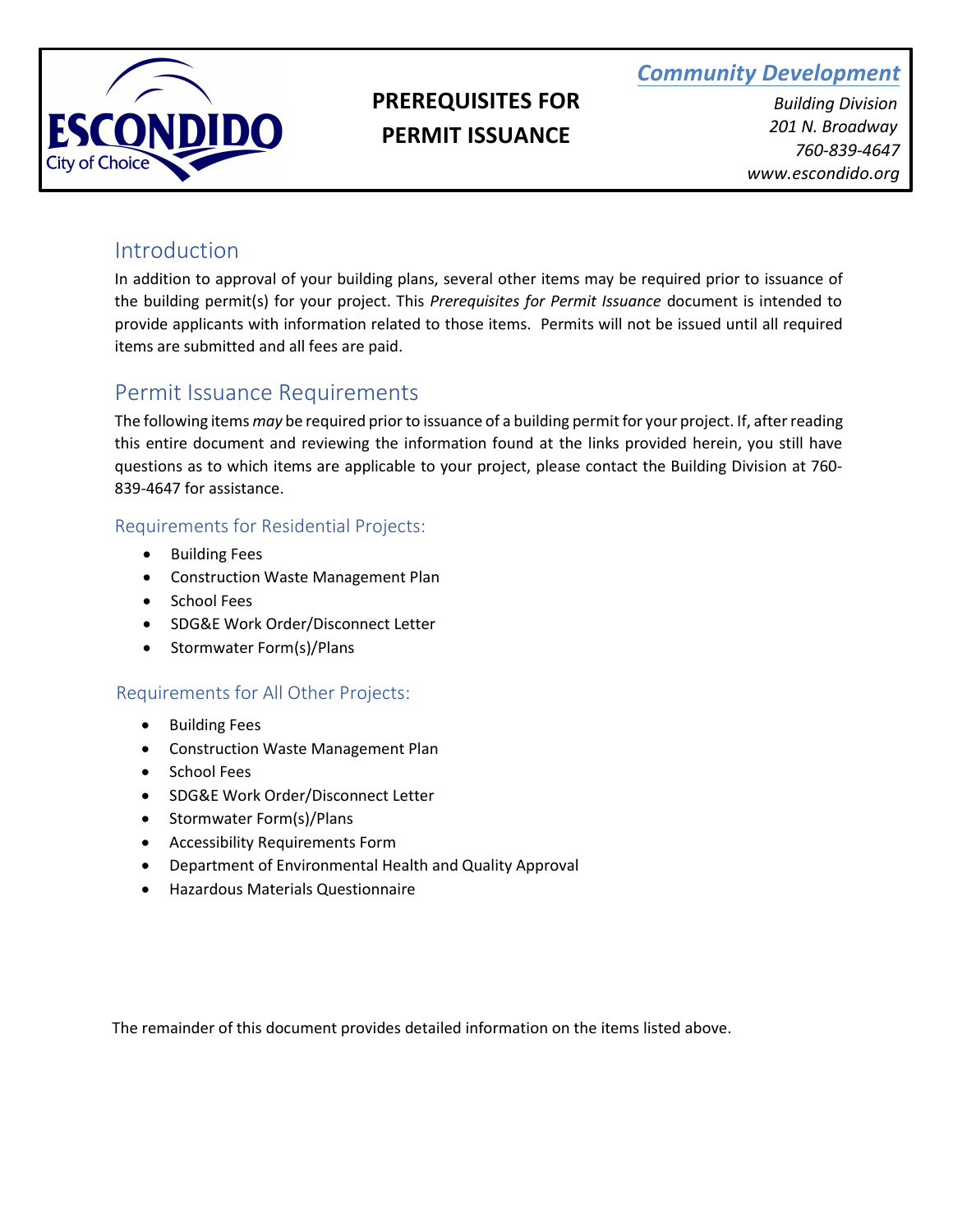ESCONDIDO
City of Choice

# PREREQUISITES FOR PERMIT ISSUANCE

*Community Development*

*Building Division*
*201 N. Broadway*
*760-839-4647*
*www.escondido.org*

## Introduction

In addition to approval of your building plans, several other items may be required prior to issuance of the building permit(s) for your project. This *Prerequisites for Permit Issuance* document is intended to provide applicants with information related to those items. Permits will not be issued until all required items are submitted and all fees are paid.

## Permit Issuance Requirements

The following items *may* be required prior to issuance of a building permit for your project. If, after reading this entire document and reviewing the information found at the links provided herein, you still have questions as to which items are applicable to your project, please contact the Building Division at 760-839-4647 for assistance.

### Requirements for Residential Projects:

- Building Fees
- Construction Waste Management Plan
- School Fees
- SDG&E Work Order/Disconnect Letter
- Stormwater Form(s)/Plans

### Requirements for All Other Projects:

- Building Fees
- Construction Waste Management Plan
- School Fees
- SDG&E Work Order/Disconnect Letter
- Stormwater Form(s)/Plans
- Accessibility Requirements Form
- Department of Environmental Health and Quality Approval
- Hazardous Materials Questionnaire

The remainder of this document provides detailed information on the items listed above.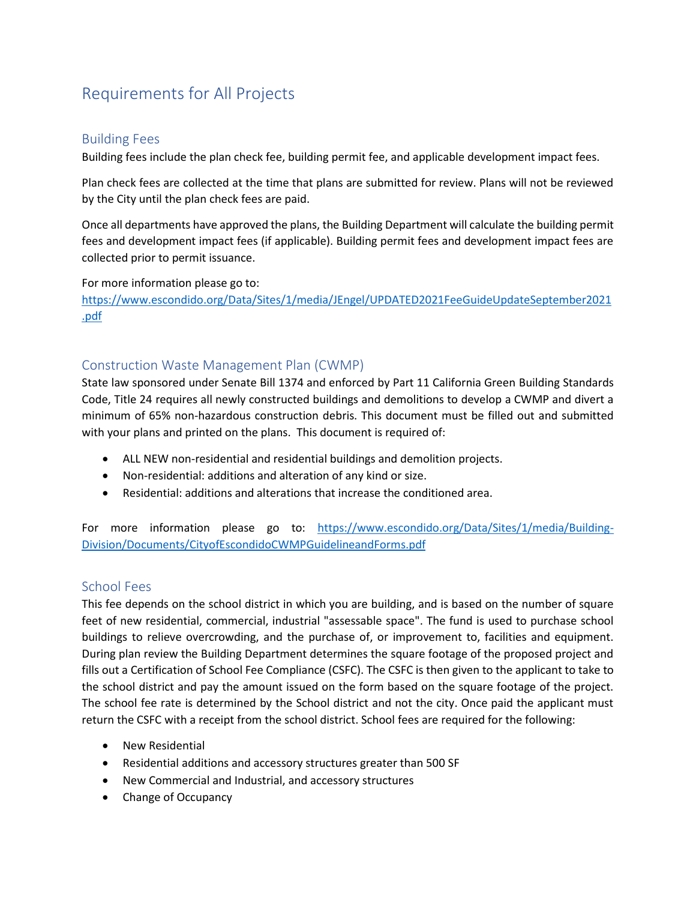# Requirements for All Projects

## Building Fees

Building fees include the plan check fee, building permit fee, and applicable development impact fees.

Plan check fees are collected at the time that plans are submitted for review. Plans will not be reviewed by the City until the plan check fees are paid.

Once all departments have approved the plans, the Building Department will calculate the building permit fees and development impact fees (if applicable). Building permit fees and development impact fees are collected prior to permit issuance.

For more information please go to: [https://www.escondido.org/Data/Sites/1/media/JEngel/UPDATED2021FeeGuideUpdateSeptember2021.pdf](https://www.escondido.org/Data/Sites/1/media/JEngel/UPDATED2021FeeGuideUpdateSeptember2021.pdf)

## Construction Waste Management Plan (CWMP)

State law sponsored under Senate Bill 1374 and enforced by Part 11 California Green Building Standards Code, Title 24 requires all newly constructed buildings and demolitions to develop a CWMP and divert a minimum of 65% non-hazardous construction debris. This document must be filled out and submitted with your plans and printed on the plans. This document is required of:

- ALL NEW non-residential and residential buildings and demolition projects.
- Non-residential: additions and alteration of any kind or size.
- Residential: additions and alterations that increase the conditioned area.

For more information please go to: [https://www.escondido.org/Data/Sites/1/media/Building-Division/Documents/CityofEscondidoCWMPGuidelineandForms.pdf](https://www.escondido.org/Data/Sites/1/media/Building-Division/Documents/CityofEscondidoCWMPGuidelineandForms.pdf)

## School Fees

This fee depends on the school district in which you are building, and is based on the number of square feet of new residential, commercial, industrial "assessable space". The fund is used to purchase school buildings to relieve overcrowding, and the purchase of, or improvement to, facilities and equipment. During plan review the Building Department determines the square footage of the proposed project and fills out a Certification of School Fee Compliance (CSFC). The CSFC is then given to the applicant to take to the school district and pay the amount issued on the form based on the square footage of the project. The school fee rate is determined by the School district and not the city. Once paid the applicant must return the CSFC with a receipt from the school district. School fees are required for the following:

- New Residential
- Residential additions and accessory structures greater than 500 SF
- New Commercial and Industrial, and accessory structures
- Change of Occupancy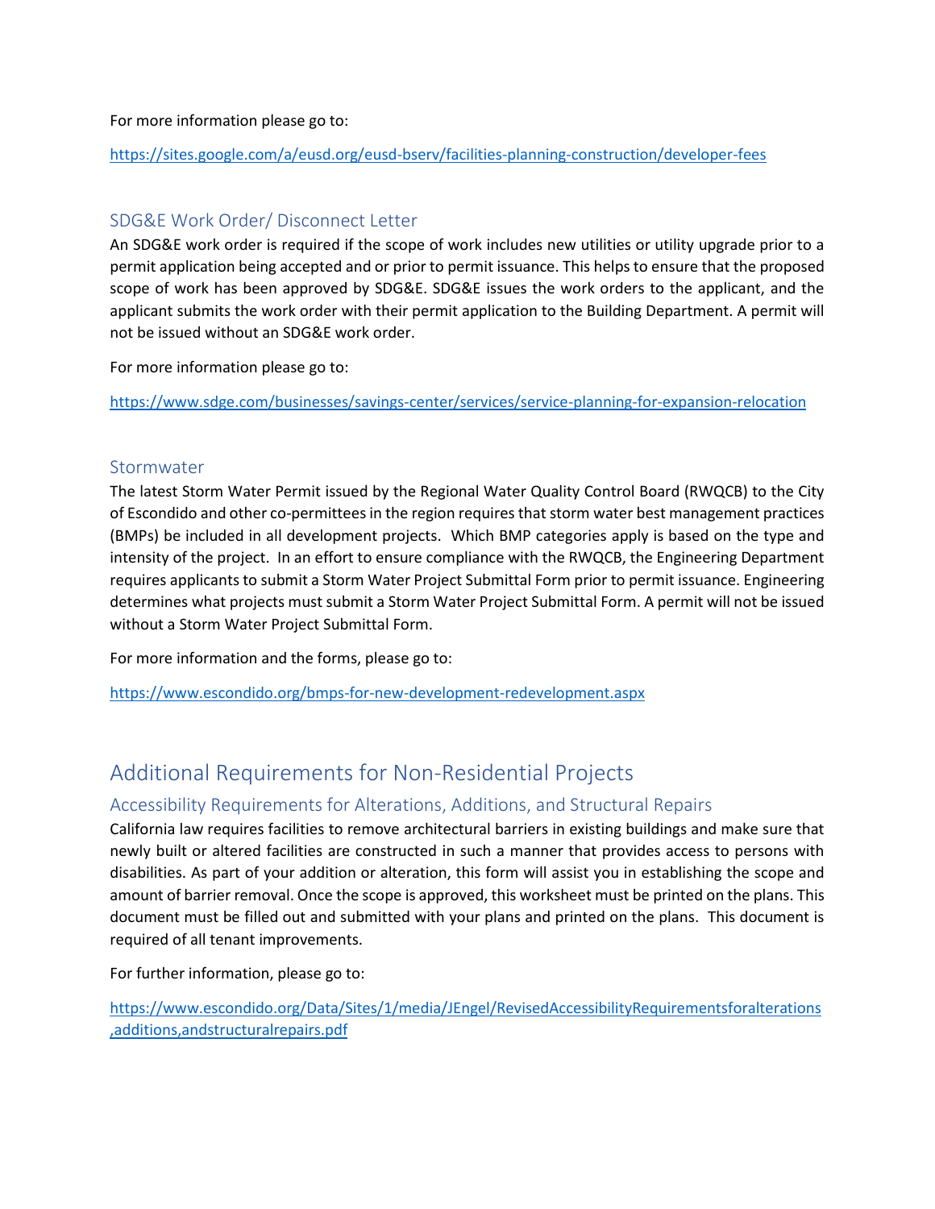For more information please go to:

https://sites.google.com/a/eusd.org/eusd-bserv/facilities-planning-construction/developer-fees

### SDG&E Work Order/ Disconnect Letter

An SDG&E work order is required if the scope of work includes new utilities or utility upgrade prior to a permit application being accepted and or prior to permit issuance. This helps to ensure that the proposed scope of work has been approved by SDG&E. SDG&E issues the work orders to the applicant, and the applicant submits the work order with their permit application to the Building Department. A permit will not be issued without an SDG&E work order.

For more information please go to:

https://www.sdge.com/businesses/savings-center/services/service-planning-for-expansion-relocation

### Stormwater

The latest Storm Water Permit issued by the Regional Water Quality Control Board (RWQCB) to the City of Escondido and other co-permittees in the region requires that storm water best management practices (BMPs) be included in all development projects. Which BMP categories apply is based on the type and intensity of the project. In an effort to ensure compliance with the RWQCB, the Engineering Department requires applicants to submit a Storm Water Project Submittal Form prior to permit issuance. Engineering determines what projects must submit a Storm Water Project Submittal Form. A permit will not be issued without a Storm Water Project Submittal Form.

For more information and the forms, please go to:

https://www.escondido.org/bmps-for-new-development-redevelopment.aspx

## Additional Requirements for Non-Residential Projects

### Accessibility Requirements for Alterations, Additions, and Structural Repairs

California law requires facilities to remove architectural barriers in existing buildings and make sure that newly built or altered facilities are constructed in such a manner that provides access to persons with disabilities. As part of your addition or alteration, this form will assist you in establishing the scope and amount of barrier removal. Once the scope is approved, this worksheet must be printed on the plans. This document must be filled out and submitted with your plans and printed on the plans. This document is required of all tenant improvements.

For further information, please go to:

https://www.escondido.org/Data/Sites/1/media/JEngel/RevisedAccessibilityRequirementsforalterations,additions,andstructuralrepairs.pdf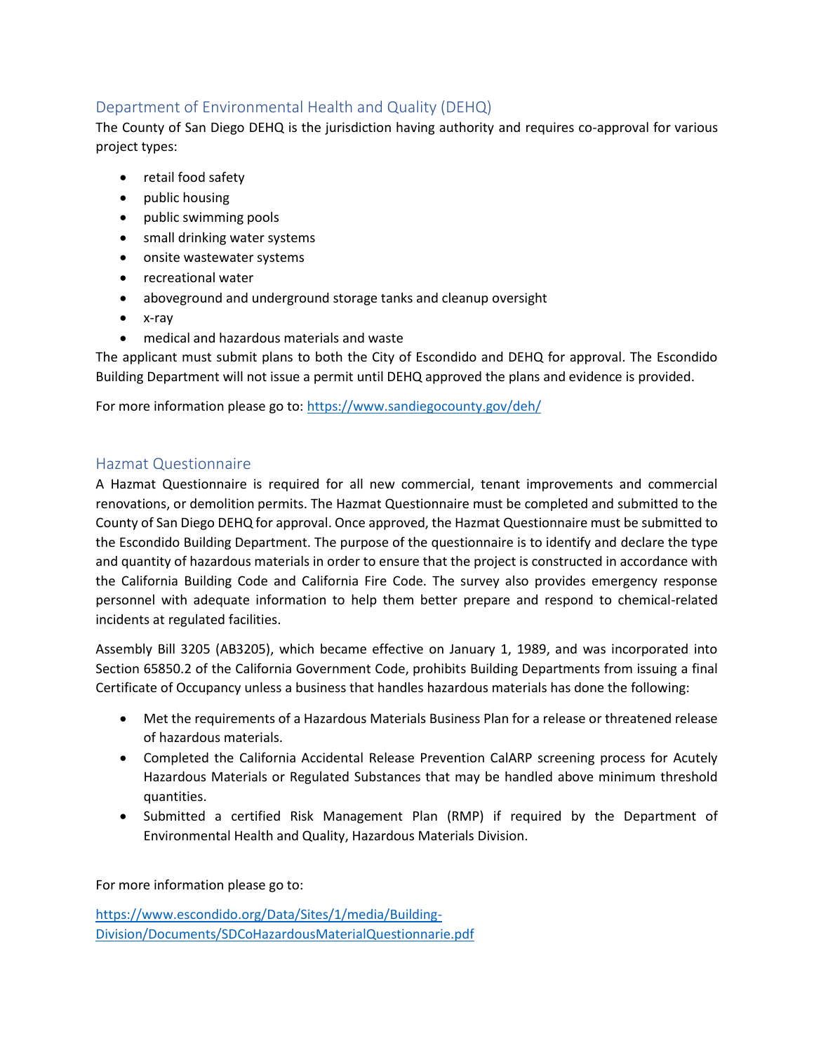## Department of Environmental Health and Quality (DEHQ)

The County of San Diego DEHQ is the jurisdiction having authority and requires co-approval for various project types:

- retail food safety
- public housing
- public swimming pools
- small drinking water systems
- onsite wastewater systems
- recreational water
- aboveground and underground storage tanks and cleanup oversight
- x-ray
- medical and hazardous materials and waste

The applicant must submit plans to both the City of Escondido and DEHQ for approval. The Escondido Building Department will not issue a permit until DEHQ approved the plans and evidence is provided.

For more information please go to: https://www.sandiegocounty.gov/deh/

## Hazmat Questionnaire

A Hazmat Questionnaire is required for all new commercial, tenant improvements and commercial renovations, or demolition permits. The Hazmat Questionnaire must be completed and submitted to the County of San Diego DEHQ for approval. Once approved, the Hazmat Questionnaire must be submitted to the Escondido Building Department. The purpose of the questionnaire is to identify and declare the type and quantity of hazardous materials in order to ensure that the project is constructed in accordance with the California Building Code and California Fire Code. The survey also provides emergency response personnel with adequate information to help them better prepare and respond to chemical-related incidents at regulated facilities.

Assembly Bill 3205 (AB3205), which became effective on January 1, 1989, and was incorporated into Section 65850.2 of the California Government Code, prohibits Building Departments from issuing a final Certificate of Occupancy unless a business that handles hazardous materials has done the following:

- Met the requirements of a Hazardous Materials Business Plan for a release or threatened release of hazardous materials.
- Completed the California Accidental Release Prevention CalARP screening process for Acutely Hazardous Materials or Regulated Substances that may be handled above minimum threshold quantities.
- Submitted a certified Risk Management Plan (RMP) if required by the Department of Environmental Health and Quality, Hazardous Materials Division.

For more information please go to:

https://www.escondido.org/Data/Sites/1/media/Building-Division/Documents/SDCoHazardousMaterialQuestionnarie.pdf